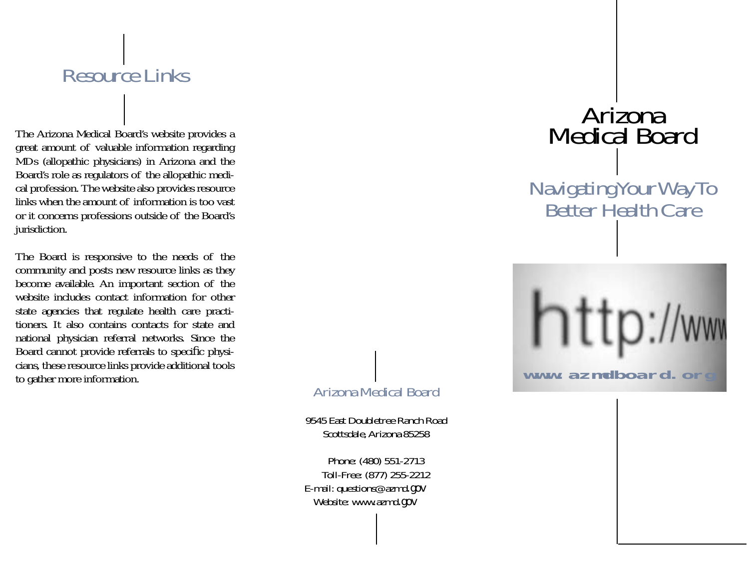## Resource Links

The Arizona Medical Board's website provides a great amount of valuable information regarding MDs (allopathic physicians) in Arizona and the Board's role as regulators of the allopathic medical profession. The website also provides resource links when the amount of information is too vast or it concerns professions outside of the Board's jurisdiction.

The Board is responsive to the needs of the community and posts new resource links as they become available. An important section of the website includes contact information for other state agencies that regulate health care practitioners. It also contains contacts for state and national physician referral networks. Since the Board cannot provide referrals to specific physicians, these resource links provide additional tools to gather more information.

### Arizona Medical Board

9545 East Doubletree Ranch Road
Scottsdale, Arizona 85258

Phone: (480) 551-2713
Toll-Free: (877) 255-2212
E-mail: questions@azmd.gov
Website: www.azmd.gov

# Arizona Medical Board

## Navigating Your Way To Better Health Care

http://www

www.azmdboard.org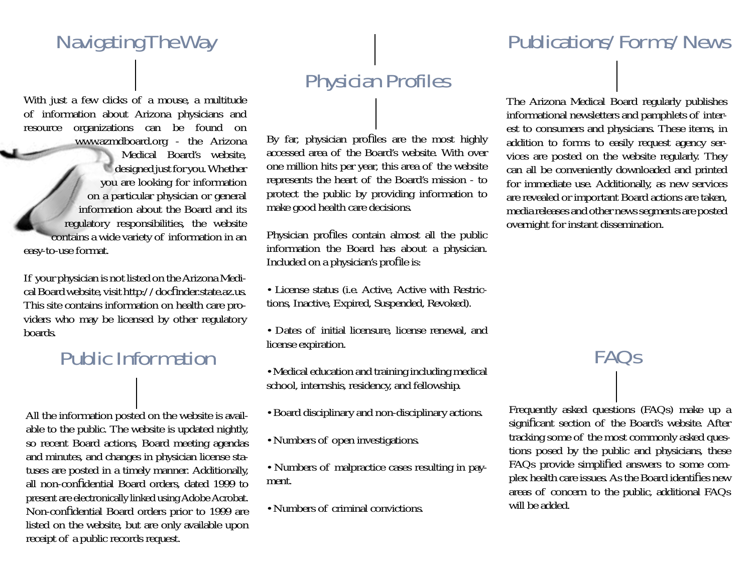## Navigating The Way

With just a few clicks of a mouse, a multitude of information about Arizona physicians and resource organizations can be found on www.azmdboard.org - the Arizona Medical Board's website, designed just for you. Whether you are looking for information on a particular physician or general information about the Board and its regulatory responsibilities, the website contains a wide variety of information in an easy-to-use format.

If your physician is not listed on the Arizona Medical Board website, visit http://docfinder.state.az.us. This site contains information on health care providers who may be licensed by other regulatory boards.

## Public Information

All the information posted on the website is available to the public. The website is updated nightly, so recent Board actions, Board meeting agendas and minutes, and changes in physician license statuses are posted in a timely manner. Additionally, all non-confidential Board orders, dated 1999 to present are electronically linked using Adobe Acrobat. Non-confidential Board orders prior to 1999 are listed on the website, but are only available upon receipt of a public records request.

## Physician Profiles

By far, physician profiles are the most highly accessed area of the Board's website. With over one million hits per year, this area of the website represents the heart of the Board's mission - to protect the public by providing information to make good health care decisions.

Physician profiles contain almost all the public information the Board has about a physician. Included on a physician's profile is:

- License status (i.e. Active, Active with Restrictions, Inactive, Expired, Suspended, Revoked).
- Dates of initial licensure, license renewal, and license expiration.
- Medical education and training including medical school, internshis, residency, and fellowship.
- Board disciplinary and non-disciplinary actions.
- Numbers of open investigations.
- Numbers of malpractice cases resulting in payment.
- Numbers of criminal convictions.

## Publications/Forms/News

The Arizona Medical Board regularly publishes informational newsletters and pamphlets of interest to consumers and physicians. These items, in addition to forms to easily request agency services are posted on the website regularly. They can all be conveniently downloaded and printed for immediate use. Additionally, as new services are revealed or important Board actions are taken, media releases and other news segments are posted overnight for instant dissemination.

## FAQs

Frequently asked questions (FAQs) make up a significant section of the Board's website. After tracking some of the most commonly asked questions posed by the public and physicians, these FAQs provide simplified answers to some complex health care issues. As the Board identifies new areas of concern to the public, additional FAQs will be added.